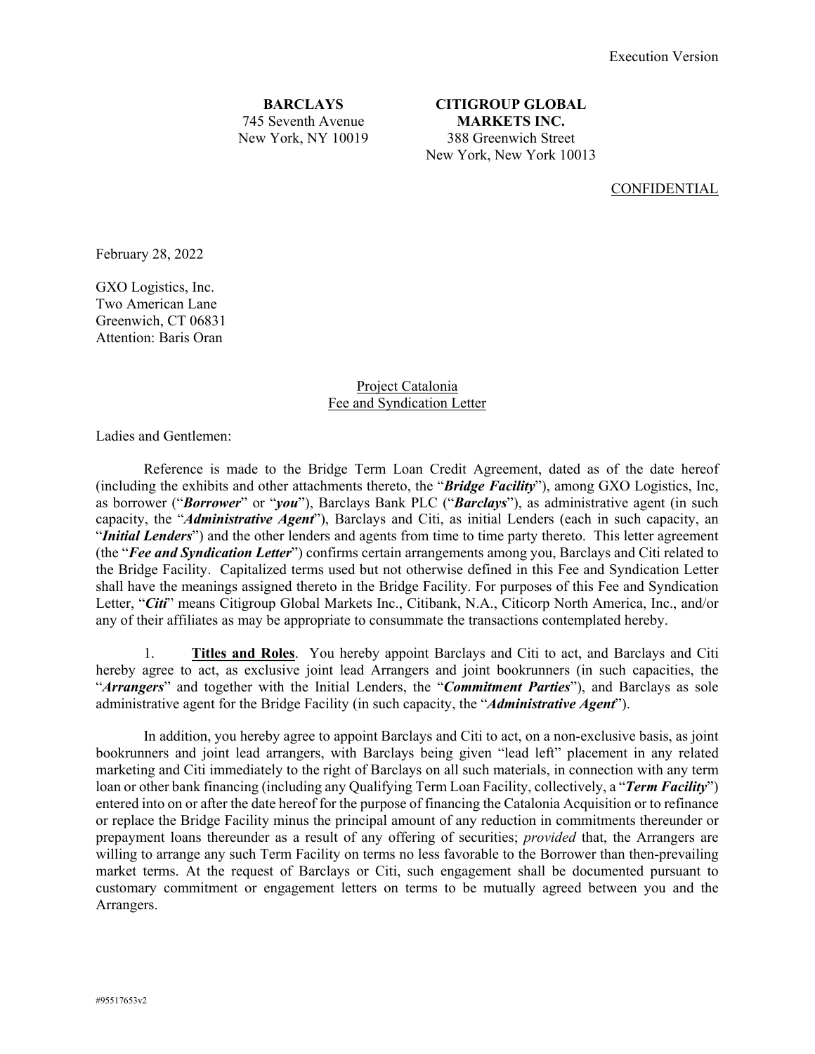Execution Version

**BARCLAYS**
745 Seventh Avenue
New York, NY 10019

**CITIGROUP GLOBAL MARKETS INC.**
388 Greenwich Street
New York, New York 10013

CONFIDENTIAL

February 28, 2022

GXO Logistics, Inc.
Two American Lane
Greenwich, CT 06831
Attention: Baris Oran

Project Catalonia
Fee and Syndication Letter

Ladies and Gentlemen:

Reference is made to the Bridge Term Loan Credit Agreement, dated as of the date hereof (including the exhibits and other attachments thereto, the "***Bridge Facility***"), among GXO Logistics, Inc, as borrower ("***Borrower***" or "***you***"), Barclays Bank PLC ("***Barclays***"), as administrative agent (in such capacity, the "***Administrative Agent***"), Barclays and Citi, as initial Lenders (each in such capacity, an "***Initial Lenders***") and the other lenders and agents from time to time party thereto. This letter agreement (the "***Fee and Syndication Letter***") confirms certain arrangements among you, Barclays and Citi related to the Bridge Facility. Capitalized terms used but not otherwise defined in this Fee and Syndication Letter shall have the meanings assigned thereto in the Bridge Facility. For purposes of this Fee and Syndication Letter, "***Citi***" means Citigroup Global Markets Inc., Citibank, N.A., Citicorp North America, Inc., and/or any of their affiliates as may be appropriate to consummate the transactions contemplated hereby.

1. **Titles and Roles**. You hereby appoint Barclays and Citi to act, and Barclays and Citi hereby agree to act, as exclusive joint lead Arrangers and joint bookrunners (in such capacities, the "***Arrangers***" and together with the Initial Lenders, the "***Commitment Parties***"), and Barclays as sole administrative agent for the Bridge Facility (in such capacity, the "***Administrative Agent***").

In addition, you hereby agree to appoint Barclays and Citi to act, on a non-exclusive basis, as joint bookrunners and joint lead arrangers, with Barclays being given "lead left" placement in any related marketing and Citi immediately to the right of Barclays on all such materials, in connection with any term loan or other bank financing (including any Qualifying Term Loan Facility, collectively, a "***Term Facility***") entered into on or after the date hereof for the purpose of financing the Catalonia Acquisition or to refinance or replace the Bridge Facility minus the principal amount of any reduction in commitments thereunder or prepayment loans thereunder as a result of any offering of securities; *provided* that, the Arrangers are willing to arrange any such Term Facility on terms no less favorable to the Borrower than then-prevailing market terms. At the request of Barclays or Citi, such engagement shall be documented pursuant to customary commitment or engagement letters on terms to be mutually agreed between you and the Arrangers.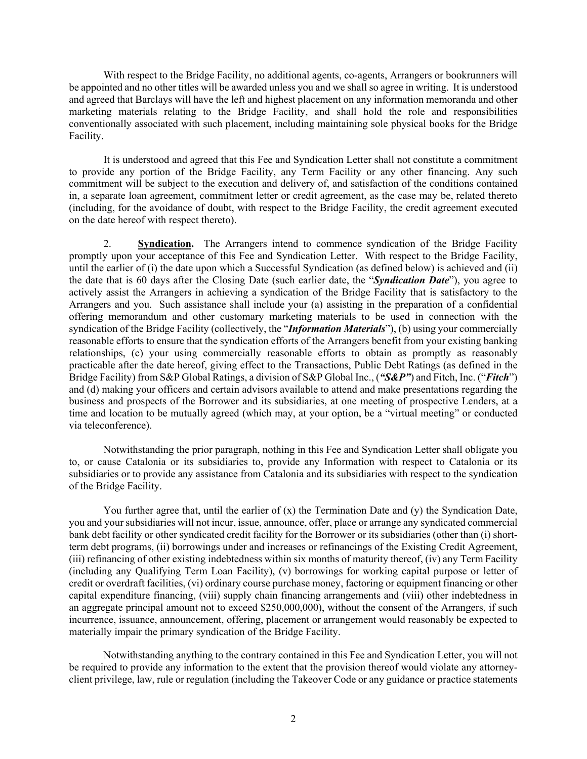With respect to the Bridge Facility, no additional agents, co-agents, Arrangers or bookrunners will be appointed and no other titles will be awarded unless you and we shall so agree in writing. It is understood and agreed that Barclays will have the left and highest placement on any information memoranda and other marketing materials relating to the Bridge Facility, and shall hold the role and responsibilities conventionally associated with such placement, including maintaining sole physical books for the Bridge Facility.

It is understood and agreed that this Fee and Syndication Letter shall not constitute a commitment to provide any portion of the Bridge Facility, any Term Facility or any other financing. Any such commitment will be subject to the execution and delivery of, and satisfaction of the conditions contained in, a separate loan agreement, commitment letter or credit agreement, as the case may be, related thereto (including, for the avoidance of doubt, with respect to the Bridge Facility, the credit agreement executed on the date hereof with respect thereto).

2. **Syndication.** The Arrangers intend to commence syndication of the Bridge Facility promptly upon your acceptance of this Fee and Syndication Letter. With respect to the Bridge Facility, until the earlier of (i) the date upon which a Successful Syndication (as defined below) is achieved and (ii) the date that is 60 days after the Closing Date (such earlier date, the "***Syndication Date***"), you agree to actively assist the Arrangers in achieving a syndication of the Bridge Facility that is satisfactory to the Arrangers and you. Such assistance shall include your (a) assisting in the preparation of a confidential offering memorandum and other customary marketing materials to be used in connection with the syndication of the Bridge Facility (collectively, the "***Information Materials***"), (b) using your commercially reasonable efforts to ensure that the syndication efforts of the Arrangers benefit from your existing banking relationships, (c) your using commercially reasonable efforts to obtain as promptly as reasonably practicable after the date hereof, giving effect to the Transactions, Public Debt Ratings (as defined in the Bridge Facility) from S&P Global Ratings, a division of S&P Global Inc., (***"S&P"***) and Fitch, Inc. ("***Fitch***") and (d) making your officers and certain advisors available to attend and make presentations regarding the business and prospects of the Borrower and its subsidiaries, at one meeting of prospective Lenders, at a time and location to be mutually agreed (which may, at your option, be a "virtual meeting" or conducted via teleconference).

Notwithstanding the prior paragraph, nothing in this Fee and Syndication Letter shall obligate you to, or cause Catalonia or its subsidiaries to, provide any Information with respect to Catalonia or its subsidiaries or to provide any assistance from Catalonia and its subsidiaries with respect to the syndication of the Bridge Facility.

You further agree that, until the earlier of (x) the Termination Date and (y) the Syndication Date, you and your subsidiaries will not incur, issue, announce, offer, place or arrange any syndicated commercial bank debt facility or other syndicated credit facility for the Borrower or its subsidiaries (other than (i) short-term debt programs, (ii) borrowings under and increases or refinancings of the Existing Credit Agreement, (iii) refinancing of other existing indebtedness within six months of maturity thereof, (iv) any Term Facility (including any Qualifying Term Loan Facility), (v) borrowings for working capital purpose or letter of credit or overdraft facilities, (vi) ordinary course purchase money, factoring or equipment financing or other capital expenditure financing, (viii) supply chain financing arrangements and (viii) other indebtedness in an aggregate principal amount not to exceed $250,000,000), without the consent of the Arrangers, if such incurrence, issuance, announcement, offering, placement or arrangement would reasonably be expected to materially impair the primary syndication of the Bridge Facility.

Notwithstanding anything to the contrary contained in this Fee and Syndication Letter, you will not be required to provide any information to the extent that the provision thereof would violate any attorney-client privilege, law, rule or regulation (including the Takeover Code or any guidance or practice statements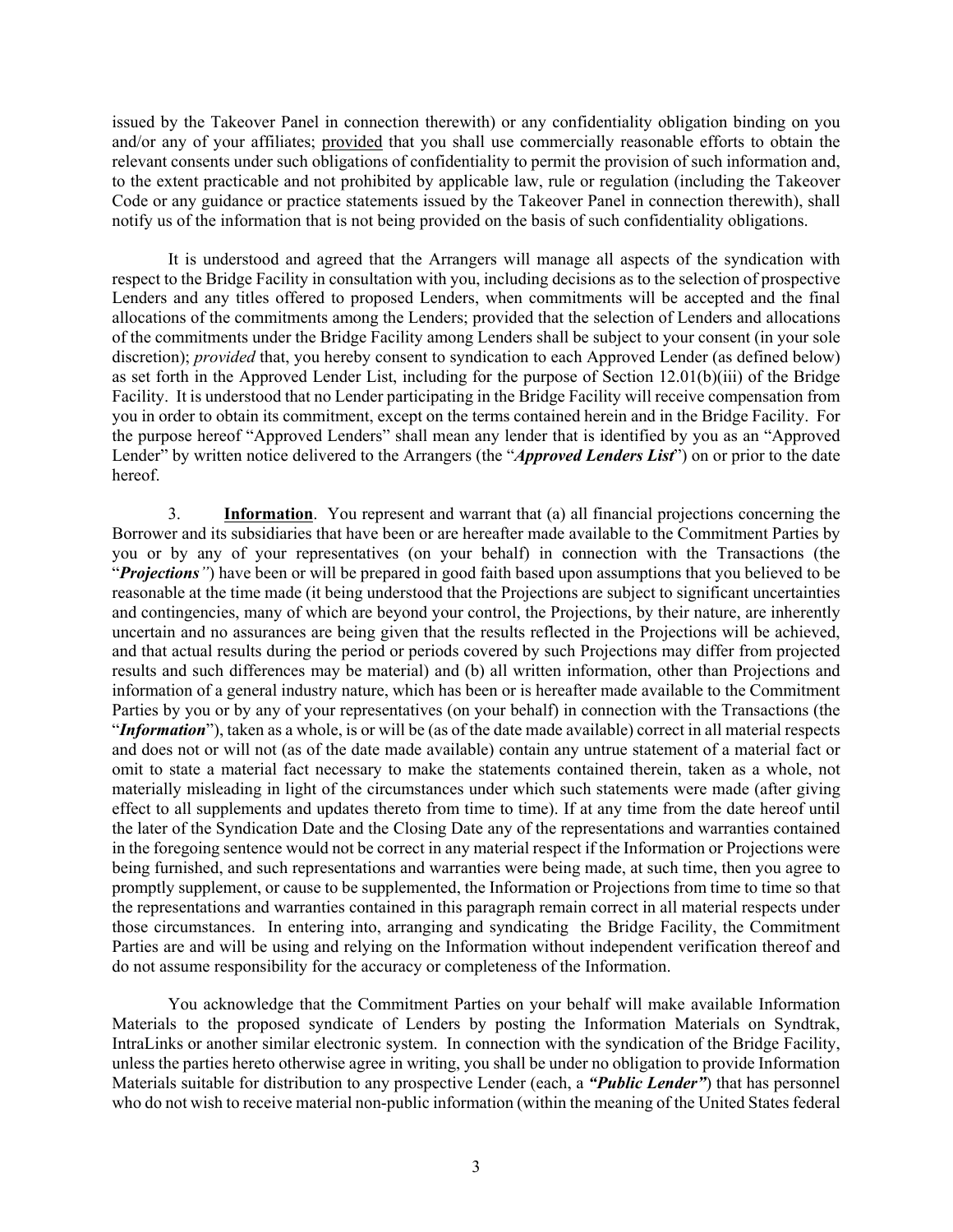issued by the Takeover Panel in connection therewith) or any confidentiality obligation binding on you and/or any of your affiliates; provided that you shall use commercially reasonable efforts to obtain the relevant consents under such obligations of confidentiality to permit the provision of such information and, to the extent practicable and not prohibited by applicable law, rule or regulation (including the Takeover Code or any guidance or practice statements issued by the Takeover Panel in connection therewith), shall notify us of the information that is not being provided on the basis of such confidentiality obligations.

It is understood and agreed that the Arrangers will manage all aspects of the syndication with respect to the Bridge Facility in consultation with you, including decisions as to the selection of prospective Lenders and any titles offered to proposed Lenders, when commitments will be accepted and the final allocations of the commitments among the Lenders; provided that the selection of Lenders and allocations of the commitments under the Bridge Facility among Lenders shall be subject to your consent (in your sole discretion); *provided* that, you hereby consent to syndication to each Approved Lender (as defined below) as set forth in the Approved Lender List, including for the purpose of Section 12.01(b)(iii) of the Bridge Facility. It is understood that no Lender participating in the Bridge Facility will receive compensation from you in order to obtain its commitment, except on the terms contained herein and in the Bridge Facility. For the purpose hereof "Approved Lenders" shall mean any lender that is identified by you as an "Approved Lender" by written notice delivered to the Arrangers (the "***Approved Lenders List***") on or prior to the date hereof.

3. **Information**. You represent and warrant that (a) all financial projections concerning the Borrower and its subsidiaries that have been or are hereafter made available to the Commitment Parties by you or by any of your representatives (on your behalf) in connection with the Transactions (the "***Projections***") have been or will be prepared in good faith based upon assumptions that you believed to be reasonable at the time made (it being understood that the Projections are subject to significant uncertainties and contingencies, many of which are beyond your control, the Projections, by their nature, are inherently uncertain and no assurances are being given that the results reflected in the Projections will be achieved, and that actual results during the period or periods covered by such Projections may differ from projected results and such differences may be material) and (b) all written information, other than Projections and information of a general industry nature, which has been or is hereafter made available to the Commitment Parties by you or by any of your representatives (on your behalf) in connection with the Transactions (the "***Information***"), taken as a whole, is or will be (as of the date made available) correct in all material respects and does not or will not (as of the date made available) contain any untrue statement of a material fact or omit to state a material fact necessary to make the statements contained therein, taken as a whole, not materially misleading in light of the circumstances under which such statements were made (after giving effect to all supplements and updates thereto from time to time). If at any time from the date hereof until the later of the Syndication Date and the Closing Date any of the representations and warranties contained in the foregoing sentence would not be correct in any material respect if the Information or Projections were being furnished, and such representations and warranties were being made, at such time, then you agree to promptly supplement, or cause to be supplemented, the Information or Projections from time to time so that the representations and warranties contained in this paragraph remain correct in all material respects under those circumstances. In entering into, arranging and syndicating the Bridge Facility, the Commitment Parties are and will be using and relying on the Information without independent verification thereof and do not assume responsibility for the accuracy or completeness of the Information.

You acknowledge that the Commitment Parties on your behalf will make available Information Materials to the proposed syndicate of Lenders by posting the Information Materials on Syndtrak, IntraLinks or another similar electronic system. In connection with the syndication of the Bridge Facility, unless the parties hereto otherwise agree in writing, you shall be under no obligation to provide Information Materials suitable for distribution to any prospective Lender (each, a ***"Public Lender"***) that has personnel who do not wish to receive material non-public information (within the meaning of the United States federal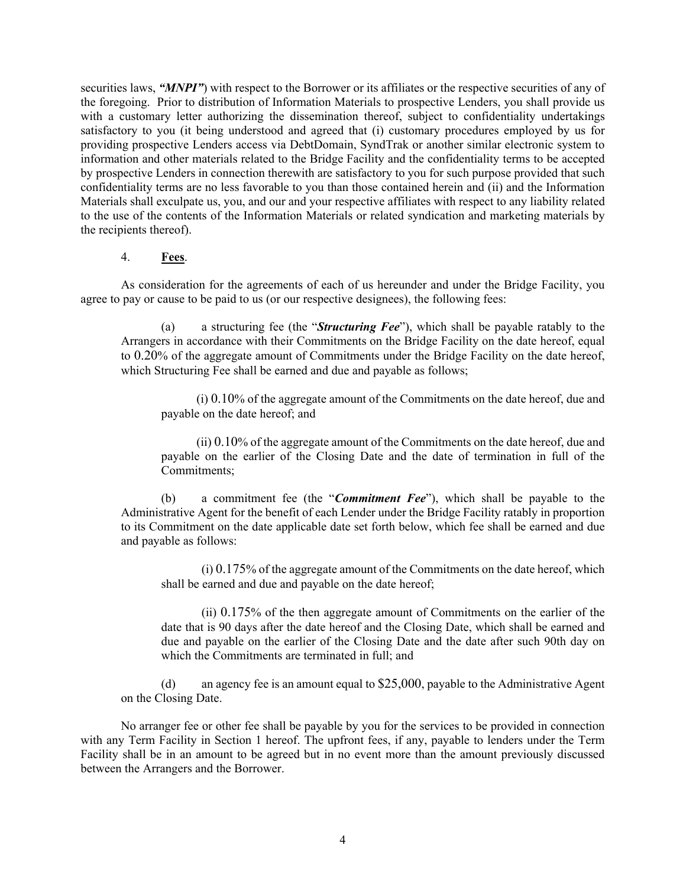securities laws, ***"MNPI"***) with respect to the Borrower or its affiliates or the respective securities of any of the foregoing. Prior to distribution of Information Materials to prospective Lenders, you shall provide us with a customary letter authorizing the dissemination thereof, subject to confidentiality undertakings satisfactory to you (it being understood and agreed that (i) customary procedures employed by us for providing prospective Lenders access via DebtDomain, SyndTrak or another similar electronic system to information and other materials related to the Bridge Facility and the confidentiality terms to be accepted by prospective Lenders in connection therewith are satisfactory to you for such purpose provided that such confidentiality terms are no less favorable to you than those contained herein and (ii) and the Information Materials shall exculpate us, you, and our and your respective affiliates with respect to any liability related to the use of the contents of the Information Materials or related syndication and marketing materials by the recipients thereof).

4. **Fees**.

As consideration for the agreements of each of us hereunder and under the Bridge Facility, you agree to pay or cause to be paid to us (or our respective designees), the following fees:

(a) a structuring fee (the "***Structuring Fee***"), which shall be payable ratably to the Arrangers in accordance with their Commitments on the Bridge Facility on the date hereof, equal to 0.20% of the aggregate amount of Commitments under the Bridge Facility on the date hereof, which Structuring Fee shall be earned and due and payable as follows;

(i) 0.10% of the aggregate amount of the Commitments on the date hereof, due and payable on the date hereof; and

(ii) 0.10% of the aggregate amount of the Commitments on the date hereof, due and payable on the earlier of the Closing Date and the date of termination in full of the Commitments;

(b) a commitment fee (the "***Commitment Fee***"), which shall be payable to the Administrative Agent for the benefit of each Lender under the Bridge Facility ratably in proportion to its Commitment on the date applicable date set forth below, which fee shall be earned and due and payable as follows:

(i) 0.175% of the aggregate amount of the Commitments on the date hereof, which shall be earned and due and payable on the date hereof;

(ii) 0.175% of the then aggregate amount of Commitments on the earlier of the date that is 90 days after the date hereof and the Closing Date, which shall be earned and due and payable on the earlier of the Closing Date and the date after such 90th day on which the Commitments are terminated in full; and

(d) an agency fee is an amount equal to $25,000, payable to the Administrative Agent on the Closing Date.

No arranger fee or other fee shall be payable by you for the services to be provided in connection with any Term Facility in Section 1 hereof. The upfront fees, if any, payable to lenders under the Term Facility shall be in an amount to be agreed but in no event more than the amount previously discussed between the Arrangers and the Borrower.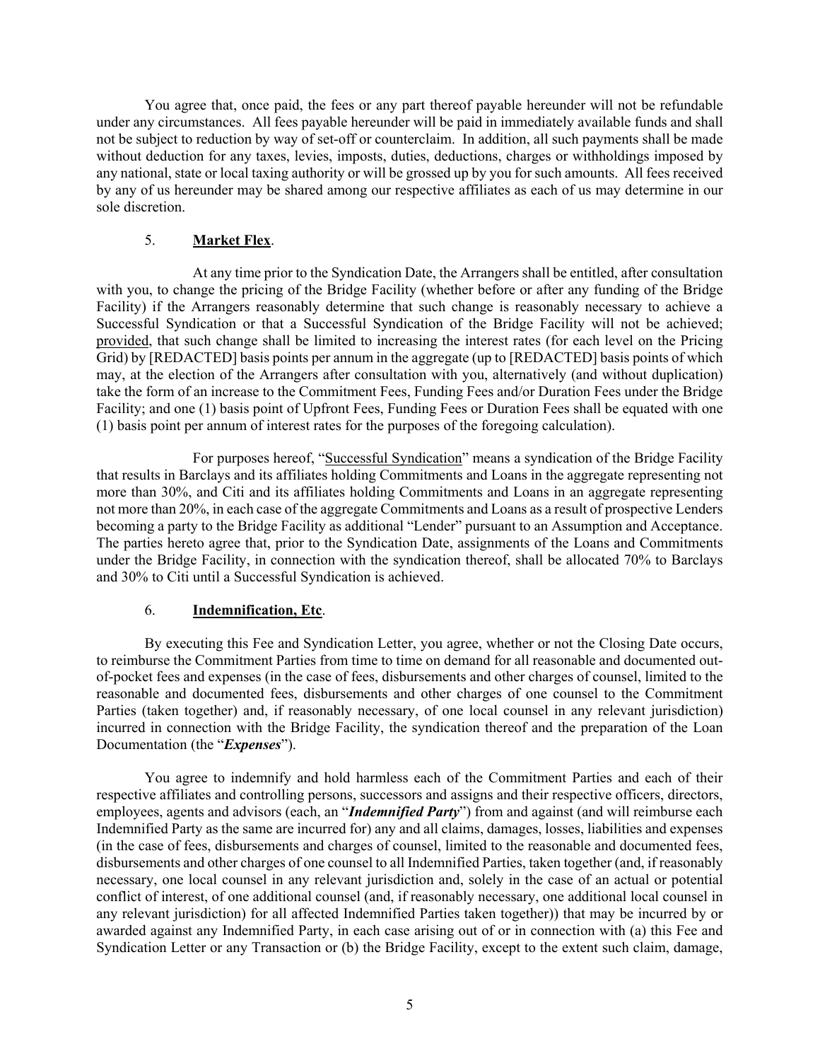You agree that, once paid, the fees or any part thereof payable hereunder will not be refundable under any circumstances. All fees payable hereunder will be paid in immediately available funds and shall not be subject to reduction by way of set-off or counterclaim. In addition, all such payments shall be made without deduction for any taxes, levies, imposts, duties, deductions, charges or withholdings imposed by any national, state or local taxing authority or will be grossed up by you for such amounts. All fees received by any of us hereunder may be shared among our respective affiliates as each of us may determine in our sole discretion.

5. **Market Flex**.

At any time prior to the Syndication Date, the Arrangers shall be entitled, after consultation with you, to change the pricing of the Bridge Facility (whether before or after any funding of the Bridge Facility) if the Arrangers reasonably determine that such change is reasonably necessary to achieve a Successful Syndication or that a Successful Syndication of the Bridge Facility will not be achieved; provided, that such change shall be limited to increasing the interest rates (for each level on the Pricing Grid) by [REDACTED] basis points per annum in the aggregate (up to [REDACTED] basis points of which may, at the election of the Arrangers after consultation with you, alternatively (and without duplication) take the form of an increase to the Commitment Fees, Funding Fees and/or Duration Fees under the Bridge Facility; and one (1) basis point of Upfront Fees, Funding Fees or Duration Fees shall be equated with one (1) basis point per annum of interest rates for the purposes of the foregoing calculation).

For purposes hereof, "Successful Syndication" means a syndication of the Bridge Facility that results in Barclays and its affiliates holding Commitments and Loans in the aggregate representing not more than 30%, and Citi and its affiliates holding Commitments and Loans in an aggregate representing not more than 20%, in each case of the aggregate Commitments and Loans as a result of prospective Lenders becoming a party to the Bridge Facility as additional "Lender" pursuant to an Assumption and Acceptance. The parties hereto agree that, prior to the Syndication Date, assignments of the Loans and Commitments under the Bridge Facility, in connection with the syndication thereof, shall be allocated 70% to Barclays and 30% to Citi until a Successful Syndication is achieved.

6. **Indemnification, Etc**.

By executing this Fee and Syndication Letter, you agree, whether or not the Closing Date occurs, to reimburse the Commitment Parties from time to time on demand for all reasonable and documented out-of-pocket fees and expenses (in the case of fees, disbursements and other charges of counsel, limited to the reasonable and documented fees, disbursements and other charges of one counsel to the Commitment Parties (taken together) and, if reasonably necessary, of one local counsel in any relevant jurisdiction) incurred in connection with the Bridge Facility, the syndication thereof and the preparation of the Loan Documentation (the "***Expenses***").

You agree to indemnify and hold harmless each of the Commitment Parties and each of their respective affiliates and controlling persons, successors and assigns and their respective officers, directors, employees, agents and advisors (each, an "***Indemnified Party***") from and against (and will reimburse each Indemnified Party as the same are incurred for) any and all claims, damages, losses, liabilities and expenses (in the case of fees, disbursements and charges of counsel, limited to the reasonable and documented fees, disbursements and other charges of one counsel to all Indemnified Parties, taken together (and, if reasonably necessary, one local counsel in any relevant jurisdiction and, solely in the case of an actual or potential conflict of interest, of one additional counsel (and, if reasonably necessary, one additional local counsel in any relevant jurisdiction) for all affected Indemnified Parties taken together)) that may be incurred by or awarded against any Indemnified Party, in each case arising out of or in connection with (a) this Fee and Syndication Letter or any Transaction or (b) the Bridge Facility, except to the extent such claim, damage,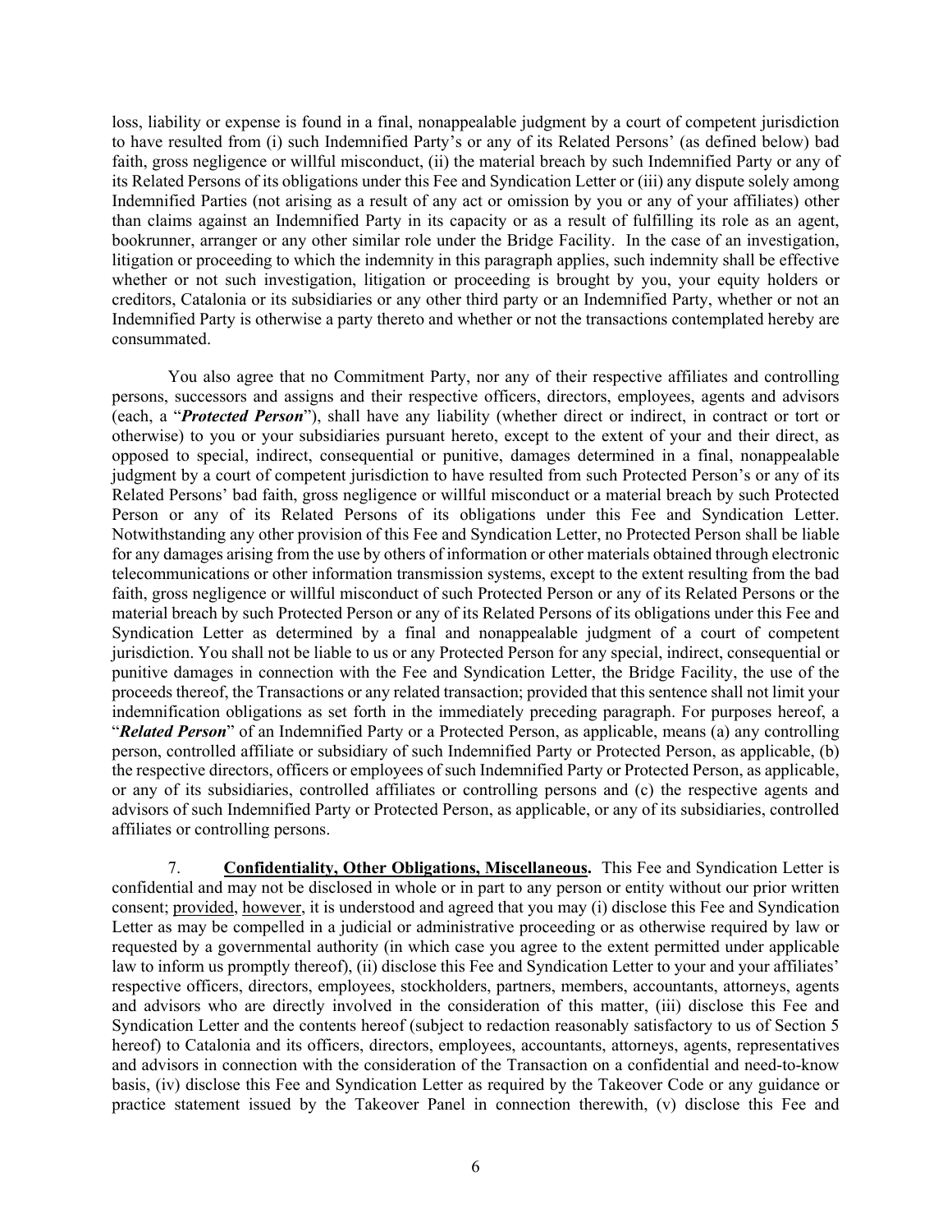loss, liability or expense is found in a final, nonappealable judgment by a court of competent jurisdiction to have resulted from (i) such Indemnified Party's or any of its Related Persons' (as defined below) bad faith, gross negligence or willful misconduct, (ii) the material breach by such Indemnified Party or any of its Related Persons of its obligations under this Fee and Syndication Letter or (iii) any dispute solely among Indemnified Parties (not arising as a result of any act or omission by you or any of your affiliates) other than claims against an Indemnified Party in its capacity or as a result of fulfilling its role as an agent, bookrunner, arranger or any other similar role under the Bridge Facility. In the case of an investigation, litigation or proceeding to which the indemnity in this paragraph applies, such indemnity shall be effective whether or not such investigation, litigation or proceeding is brought by you, your equity holders or creditors, Catalonia or its subsidiaries or any other third party or an Indemnified Party, whether or not an Indemnified Party is otherwise a party thereto and whether or not the transactions contemplated hereby are consummated.

You also agree that no Commitment Party, nor any of their respective affiliates and controlling persons, successors and assigns and their respective officers, directors, employees, agents and advisors (each, a "***Protected Person***"), shall have any liability (whether direct or indirect, in contract or tort or otherwise) to you or your subsidiaries pursuant hereto, except to the extent of your and their direct, as opposed to special, indirect, consequential or punitive, damages determined in a final, nonappealable judgment by a court of competent jurisdiction to have resulted from such Protected Person's or any of its Related Persons' bad faith, gross negligence or willful misconduct or a material breach by such Protected Person or any of its Related Persons of its obligations under this Fee and Syndication Letter. Notwithstanding any other provision of this Fee and Syndication Letter, no Protected Person shall be liable for any damages arising from the use by others of information or other materials obtained through electronic telecommunications or other information transmission systems, except to the extent resulting from the bad faith, gross negligence or willful misconduct of such Protected Person or any of its Related Persons or the material breach by such Protected Person or any of its Related Persons of its obligations under this Fee and Syndication Letter as determined by a final and nonappealable judgment of a court of competent jurisdiction. You shall not be liable to us or any Protected Person for any special, indirect, consequential or punitive damages in connection with the Fee and Syndication Letter, the Bridge Facility, the use of the proceeds thereof, the Transactions or any related transaction; provided that this sentence shall not limit your indemnification obligations as set forth in the immediately preceding paragraph. For purposes hereof, a "***Related Person***" of an Indemnified Party or a Protected Person, as applicable, means (a) any controlling person, controlled affiliate or subsidiary of such Indemnified Party or Protected Person, as applicable, (b) the respective directors, officers or employees of such Indemnified Party or Protected Person, as applicable, or any of its subsidiaries, controlled affiliates or controlling persons and (c) the respective agents and advisors of such Indemnified Party or Protected Person, as applicable, or any of its subsidiaries, controlled affiliates or controlling persons.

7. **Confidentiality, Other Obligations, Miscellaneous.** This Fee and Syndication Letter is confidential and may not be disclosed in whole or in part to any person or entity without our prior written consent; provided, however, it is understood and agreed that you may (i) disclose this Fee and Syndication Letter as may be compelled in a judicial or administrative proceeding or as otherwise required by law or requested by a governmental authority (in which case you agree to the extent permitted under applicable law to inform us promptly thereof), (ii) disclose this Fee and Syndication Letter to your and your affiliates' respective officers, directors, employees, stockholders, partners, members, accountants, attorneys, agents and advisors who are directly involved in the consideration of this matter, (iii) disclose this Fee and Syndication Letter and the contents hereof (subject to redaction reasonably satisfactory to us of Section 5 hereof) to Catalonia and its officers, directors, employees, accountants, attorneys, agents, representatives and advisors in connection with the consideration of the Transaction on a confidential and need-to-know basis, (iv) disclose this Fee and Syndication Letter as required by the Takeover Code or any guidance or practice statement issued by the Takeover Panel in connection therewith, (v) disclose this Fee and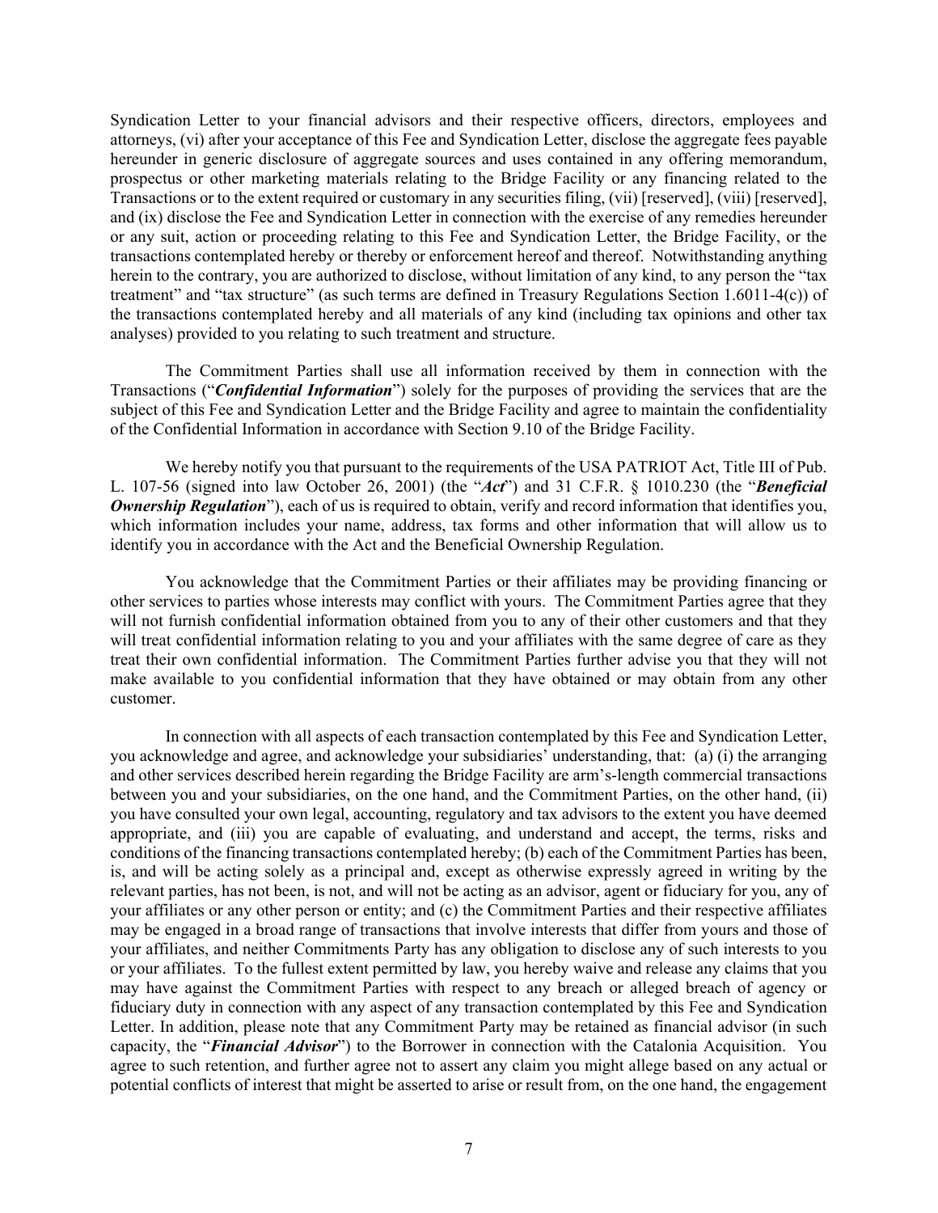Syndication Letter to your financial advisors and their respective officers, directors, employees and attorneys, (vi) after your acceptance of this Fee and Syndication Letter, disclose the aggregate fees payable hereunder in generic disclosure of aggregate sources and uses contained in any offering memorandum, prospectus or other marketing materials relating to the Bridge Facility or any financing related to the Transactions or to the extent required or customary in any securities filing, (vii) [reserved], (viii) [reserved], and (ix) disclose the Fee and Syndication Letter in connection with the exercise of any remedies hereunder or any suit, action or proceeding relating to this Fee and Syndication Letter, the Bridge Facility, or the transactions contemplated hereby or thereby or enforcement hereof and thereof. Notwithstanding anything herein to the contrary, you are authorized to disclose, without limitation of any kind, to any person the "tax treatment" and "tax structure" (as such terms are defined in Treasury Regulations Section 1.6011-4(c)) of the transactions contemplated hereby and all materials of any kind (including tax opinions and other tax analyses) provided to you relating to such treatment and structure.

The Commitment Parties shall use all information received by them in connection with the Transactions ("***Confidential Information***") solely for the purposes of providing the services that are the subject of this Fee and Syndication Letter and the Bridge Facility and agree to maintain the confidentiality of the Confidential Information in accordance with Section 9.10 of the Bridge Facility.

We hereby notify you that pursuant to the requirements of the USA PATRIOT Act, Title III of Pub. L. 107-56 (signed into law October 26, 2001) (the "***Act***") and 31 C.F.R. § 1010.230 (the "***Beneficial Ownership Regulation***"), each of us is required to obtain, verify and record information that identifies you, which information includes your name, address, tax forms and other information that will allow us to identify you in accordance with the Act and the Beneficial Ownership Regulation.

You acknowledge that the Commitment Parties or their affiliates may be providing financing or other services to parties whose interests may conflict with yours. The Commitment Parties agree that they will not furnish confidential information obtained from you to any of their other customers and that they will treat confidential information relating to you and your affiliates with the same degree of care as they treat their own confidential information. The Commitment Parties further advise you that they will not make available to you confidential information that they have obtained or may obtain from any other customer.

In connection with all aspects of each transaction contemplated by this Fee and Syndication Letter, you acknowledge and agree, and acknowledge your subsidiaries' understanding, that: (a) (i) the arranging and other services described herein regarding the Bridge Facility are arm's-length commercial transactions between you and your subsidiaries, on the one hand, and the Commitment Parties, on the other hand, (ii) you have consulted your own legal, accounting, regulatory and tax advisors to the extent you have deemed appropriate, and (iii) you are capable of evaluating, and understand and accept, the terms, risks and conditions of the financing transactions contemplated hereby; (b) each of the Commitment Parties has been, is, and will be acting solely as a principal and, except as otherwise expressly agreed in writing by the relevant parties, has not been, is not, and will not be acting as an advisor, agent or fiduciary for you, any of your affiliates or any other person or entity; and (c) the Commitment Parties and their respective affiliates may be engaged in a broad range of transactions that involve interests that differ from yours and those of your affiliates, and neither Commitments Party has any obligation to disclose any of such interests to you or your affiliates. To the fullest extent permitted by law, you hereby waive and release any claims that you may have against the Commitment Parties with respect to any breach or alleged breach of agency or fiduciary duty in connection with any aspect of any transaction contemplated by this Fee and Syndication Letter. In addition, please note that any Commitment Party may be retained as financial advisor (in such capacity, the "***Financial Advisor***") to the Borrower in connection with the Catalonia Acquisition. You agree to such retention, and further agree not to assert any claim you might allege based on any actual or potential conflicts of interest that might be asserted to arise or result from, on the one hand, the engagement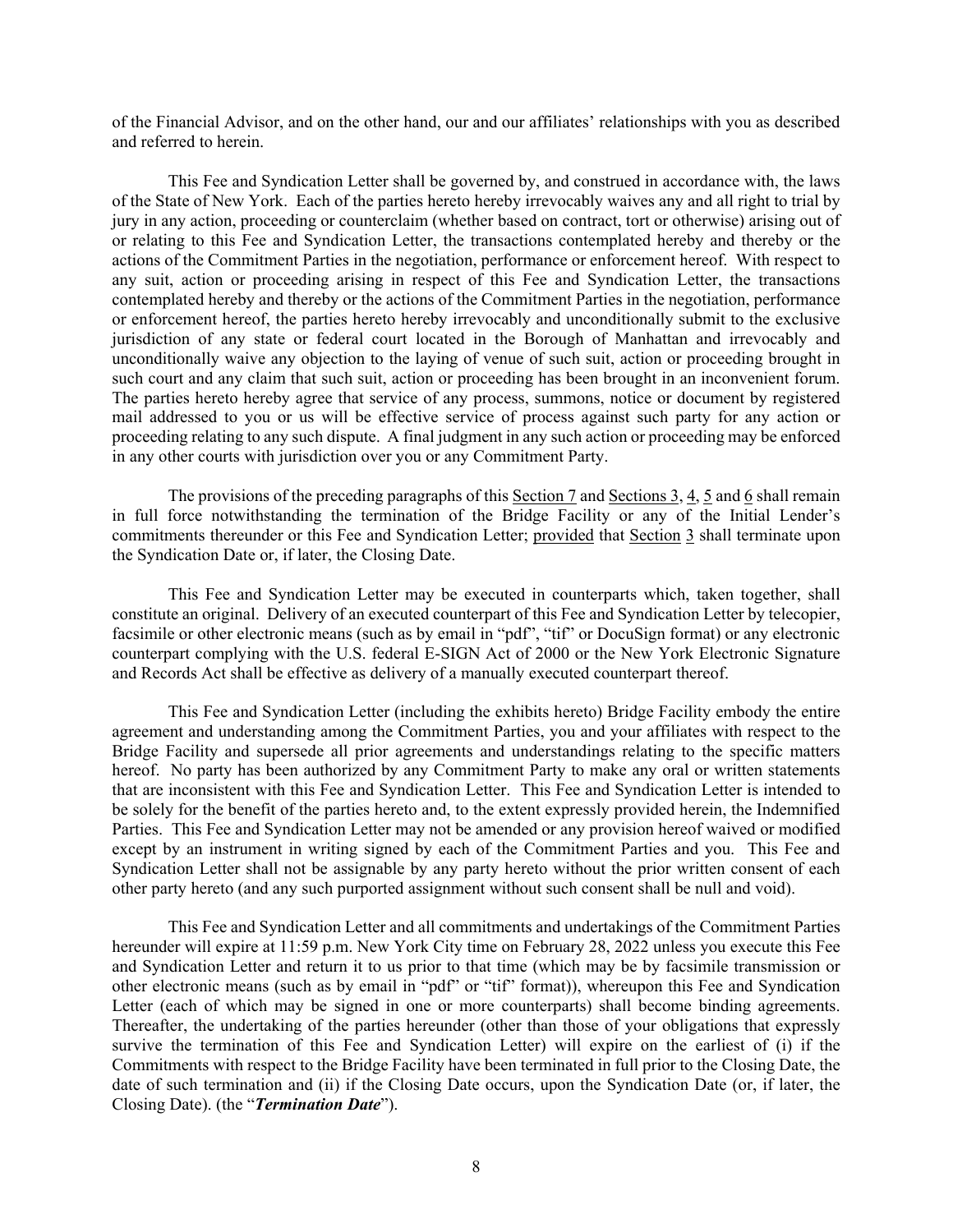of the Financial Advisor, and on the other hand, our and our affiliates' relationships with you as described and referred to herein.

This Fee and Syndication Letter shall be governed by, and construed in accordance with, the laws of the State of New York. Each of the parties hereto hereby irrevocably waives any and all right to trial by jury in any action, proceeding or counterclaim (whether based on contract, tort or otherwise) arising out of or relating to this Fee and Syndication Letter, the transactions contemplated hereby and thereby or the actions of the Commitment Parties in the negotiation, performance or enforcement hereof. With respect to any suit, action or proceeding arising in respect of this Fee and Syndication Letter, the transactions contemplated hereby and thereby or the actions of the Commitment Parties in the negotiation, performance or enforcement hereof, the parties hereto hereby irrevocably and unconditionally submit to the exclusive jurisdiction of any state or federal court located in the Borough of Manhattan and irrevocably and unconditionally waive any objection to the laying of venue of such suit, action or proceeding brought in such court and any claim that such suit, action or proceeding has been brought in an inconvenient forum. The parties hereto hereby agree that service of any process, summons, notice or document by registered mail addressed to you or us will be effective service of process against such party for any action or proceeding relating to any such dispute. A final judgment in any such action or proceeding may be enforced in any other courts with jurisdiction over you or any Commitment Party.

The provisions of the preceding paragraphs of this Section 7 and Sections 3, 4, 5 and 6 shall remain in full force notwithstanding the termination of the Bridge Facility or any of the Initial Lender's commitments thereunder or this Fee and Syndication Letter; provided that Section 3 shall terminate upon the Syndication Date or, if later, the Closing Date.

This Fee and Syndication Letter may be executed in counterparts which, taken together, shall constitute an original. Delivery of an executed counterpart of this Fee and Syndication Letter by telecopier, facsimile or other electronic means (such as by email in "pdf", "tif" or DocuSign format) or any electronic counterpart complying with the U.S. federal E-SIGN Act of 2000 or the New York Electronic Signature and Records Act shall be effective as delivery of a manually executed counterpart thereof.

This Fee and Syndication Letter (including the exhibits hereto) Bridge Facility embody the entire agreement and understanding among the Commitment Parties, you and your affiliates with respect to the Bridge Facility and supersede all prior agreements and understandings relating to the specific matters hereof. No party has been authorized by any Commitment Party to make any oral or written statements that are inconsistent with this Fee and Syndication Letter. This Fee and Syndication Letter is intended to be solely for the benefit of the parties hereto and, to the extent expressly provided herein, the Indemnified Parties. This Fee and Syndication Letter may not be amended or any provision hereof waived or modified except by an instrument in writing signed by each of the Commitment Parties and you. This Fee and Syndication Letter shall not be assignable by any party hereto without the prior written consent of each other party hereto (and any such purported assignment without such consent shall be null and void).

This Fee and Syndication Letter and all commitments and undertakings of the Commitment Parties hereunder will expire at 11:59 p.m. New York City time on February 28, 2022 unless you execute this Fee and Syndication Letter and return it to us prior to that time (which may be by facsimile transmission or other electronic means (such as by email in "pdf" or "tif" format)), whereupon this Fee and Syndication Letter (each of which may be signed in one or more counterparts) shall become binding agreements. Thereafter, the undertaking of the parties hereunder (other than those of your obligations that expressly survive the termination of this Fee and Syndication Letter) will expire on the earliest of (i) if the Commitments with respect to the Bridge Facility have been terminated in full prior to the Closing Date, the date of such termination and (ii) if the Closing Date occurs, upon the Syndication Date (or, if later, the Closing Date). (the "***Termination Date***").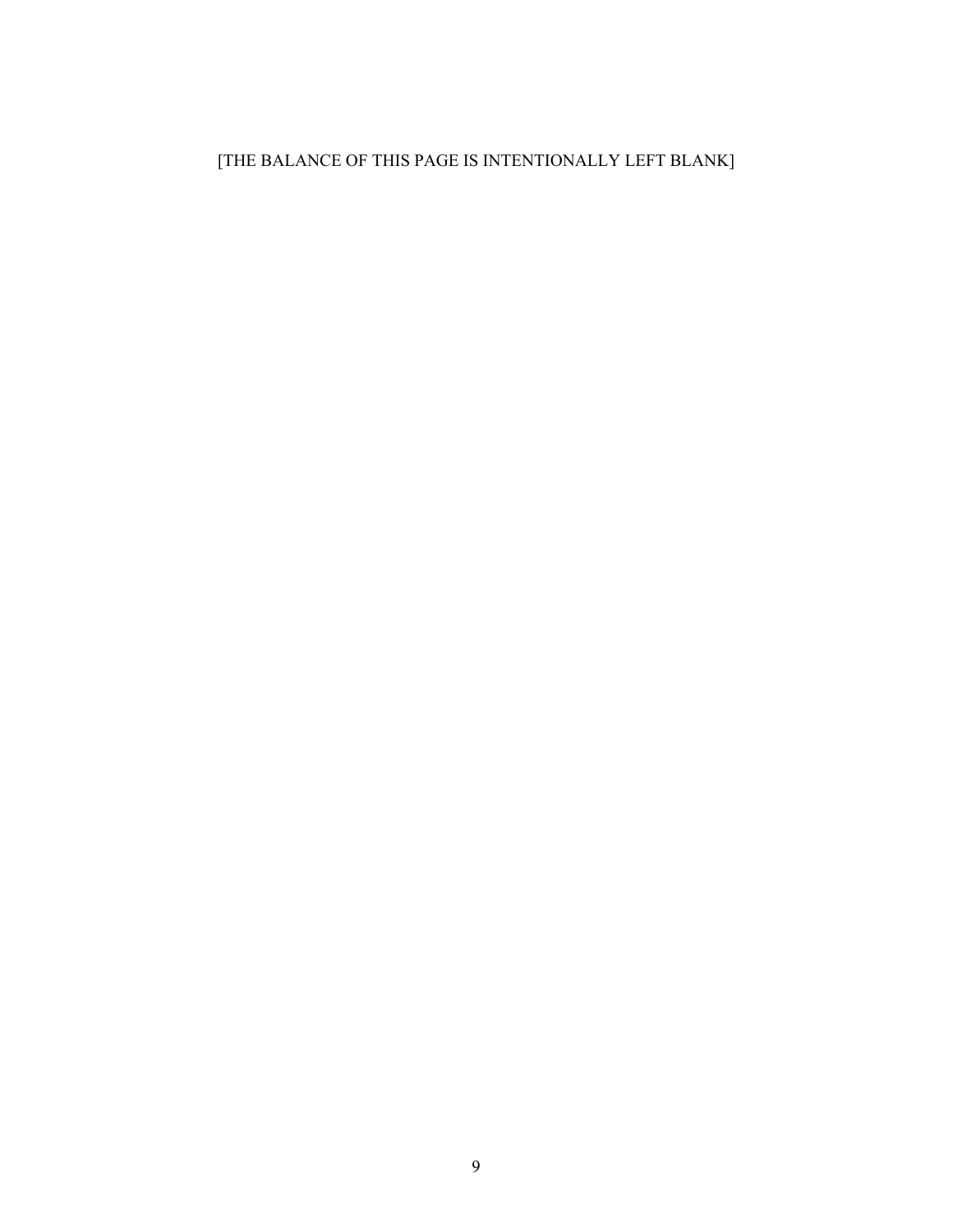[THE BALANCE OF THIS PAGE IS INTENTIONALLY LEFT BLANK]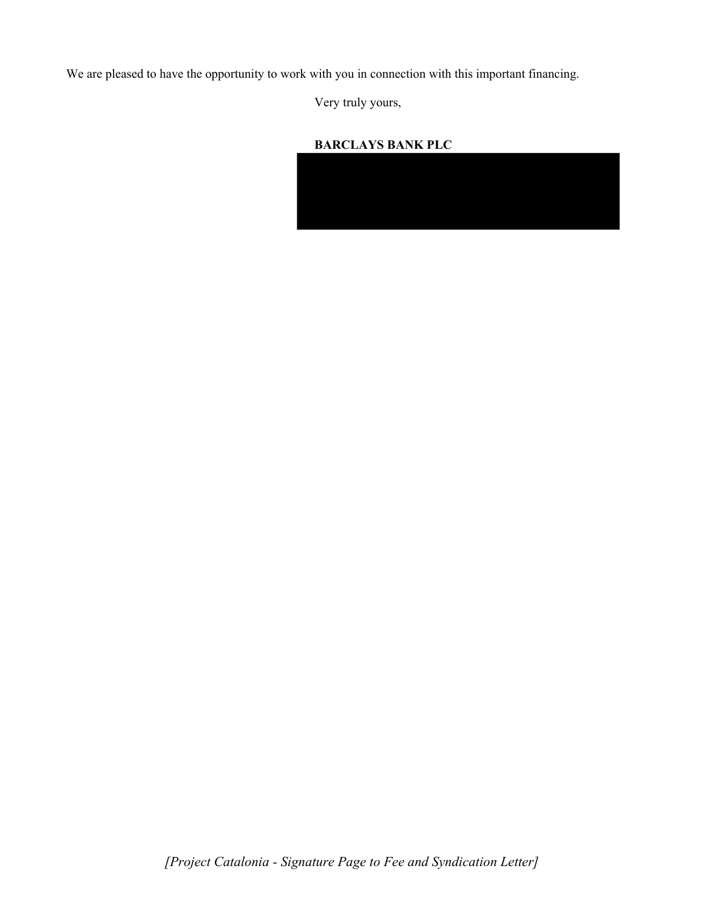We are pleased to have the opportunity to work with you in connection with this important financing.

Very truly yours,

**BARCLAYS BANK PLC**

*[Project Catalonia - Signature Page to Fee and Syndication Letter]*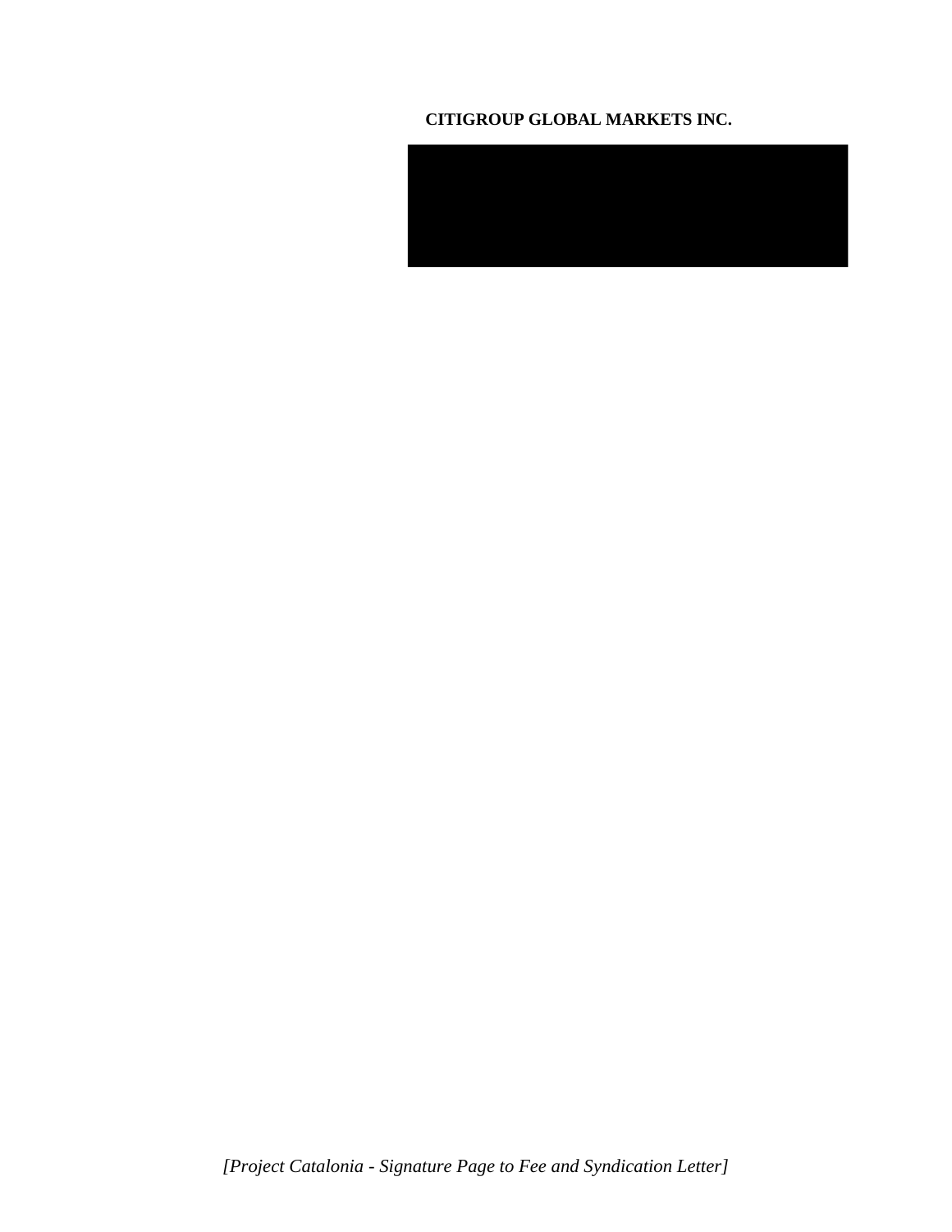**CITIGROUP GLOBAL MARKETS INC.**

*[Project Catalonia - Signature Page to Fee and Syndication Letter]*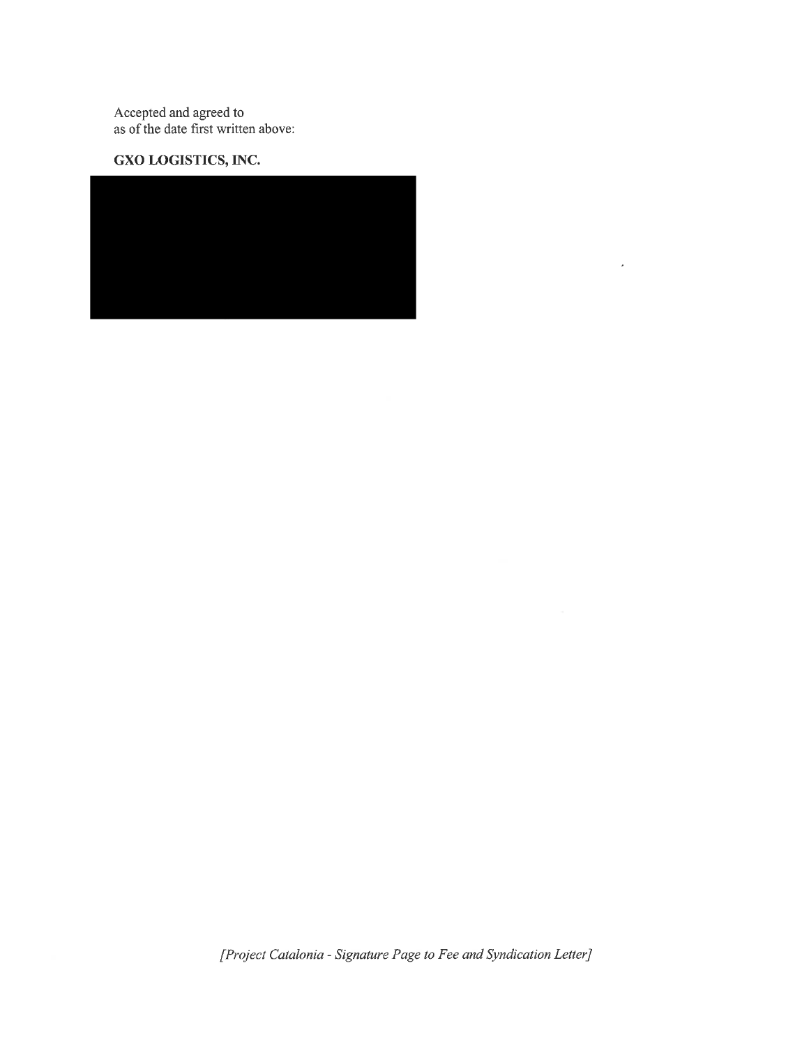Accepted and agreed to
as of the date first written above:

**GXO LOGISTICS, INC.**

*[Project Catalonia - Signature Page to Fee and Syndication Letter]*